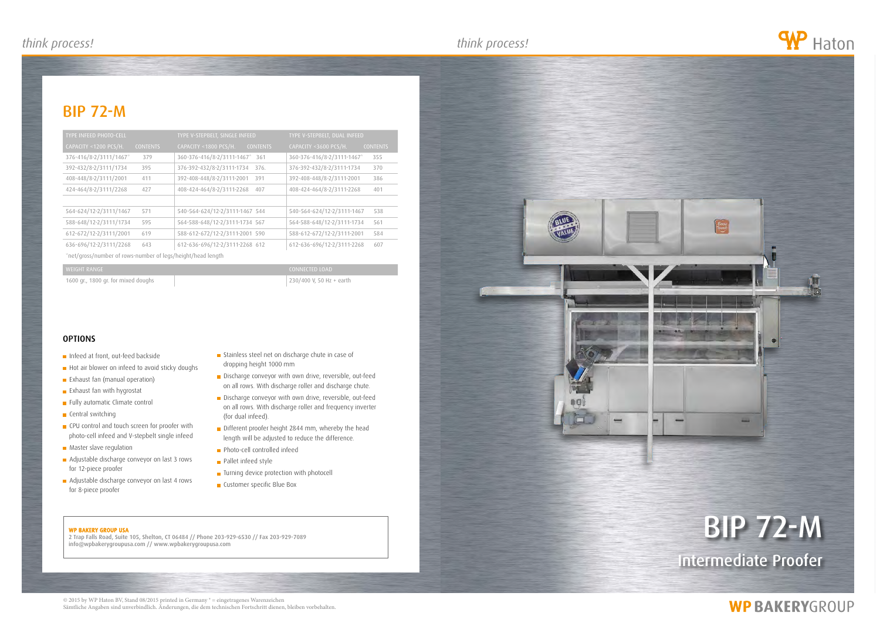# BIP 72-M

| TYPE INFEED PHOTO-CELL | | TYPE V-STEPBELT, SINGLE INFEED | | TYPE V-STEPBELT, DUAL INFEED | |
|---|---|---|---|---|---|
| CAPACITY <1200 PCS/H. | CONTENTS | CAPACITY <1800 PCS/H. | CONTENTS | CAPACITY <3600 PCS/H. | CONTENTS |
| 376-416/8-2/3111/1467* | 379 | 360-376-416/8-2/3111-1467* | 361 | 360-376-416/8-2/3111-1467* | 355 |
| 392-432/8-2/3111/1734 | 395 | 376-392-432/8-2/3111-1734 | 376. | 376-392-432/8-2/3111-1734 | 370 |
| 408-448/8-2/3111/2001 | 411 | 392-408-448/8-2/3111-2001 | 391 | 392-408-448/8-2/3111-2001 | 386 |
| 424-464/8-2/3111/2268 | 427 | 408-424-464/8-2/3111-2268 | 407 | 408-424-464/8-2/3111-2268 | 401 |
| | | | | | |
| 564-624/12-2/3111/1467 | 571 | 540-564-624/12-2/3111-1467 | 544 | 540-564-624/12-2/3111-1467 | 538 |
| 588-648/12-2/3111/1734 | 595 | 564-588-648/12-2/3111-1734 | 567 | 564-588-648/12-2/3111-1734 | 561 |
| 612-672/12-2/3111/2001 | 619 | 588-612-672/12-2/3111-2001 | 590 | 588-612-672/12-2/3111-2001 | 584 |
| 636-696/12-2/3111/2268 | 643 | 612-636-696/12-2/3111-2268 | 612 | 612-636-696/12-2/3111-2268 | 607 |

*net/gross/number of rows-number of legs/height/head length

| WEIGHT RANGE | CONNECTED LOAD |
|---|---|
| 1600 gr., 1800 gr. for mixed doughs | 230/400 V, 50 Hz + earth |

### OPTIONS

- Infeed at front, out-feed backside
- Hot air blower on infeed to avoid sticky doughs
- Exhaust fan (manual operation)
- Exhaust fan with hygrostat
- Fully automatic Climate control
- Central switching
- CPU control and touch screen for proofer with photo-cell infeed and V-stepbelt single infeed
- Master slave regulation
- Adjustable discharge conveyor on last 3 rows for 12-piece proofer
- Adjustable discharge conveyor on last 4 rows for 8-piece proofer
- Stainless steel net on discharge chute in case of dropping height 1000 mm
- Discharge conveyor with own drive, reversible, out-feed on all rows. With discharge roller and discharge chute.
- Discharge conveyor with own drive, reversible, out-feed on all rows. With discharge roller and frequency inverter (for dual infeed).
- Different proofer height 2844 mm, whereby the head length will be adjusted to reduce the difference.
- Photo-cell controlled infeed
- Pallet infeed style
- Turning device protection with photocell
- Customer specific Blue Box

**WP BAKERY GROUP USA**
2 Trap Falls Road, Suite 105, Shelton, CT 06484 // Phone 203-929-6530 // Fax 203-929-7089
info@wpbakerygroupusa.com // www.wpbakerygroupusa.com

# BIP 72-M

## Intermediate Proofer

© 2015 by WP Haton BV, Stand 08/2015 printed in Germany ® = eingetragenes Warenzeichen
Sämtliche Angaben sind unverbindlich. Änderungen, die dem technischen Fortschritt dienen, bleiben vorbehalten.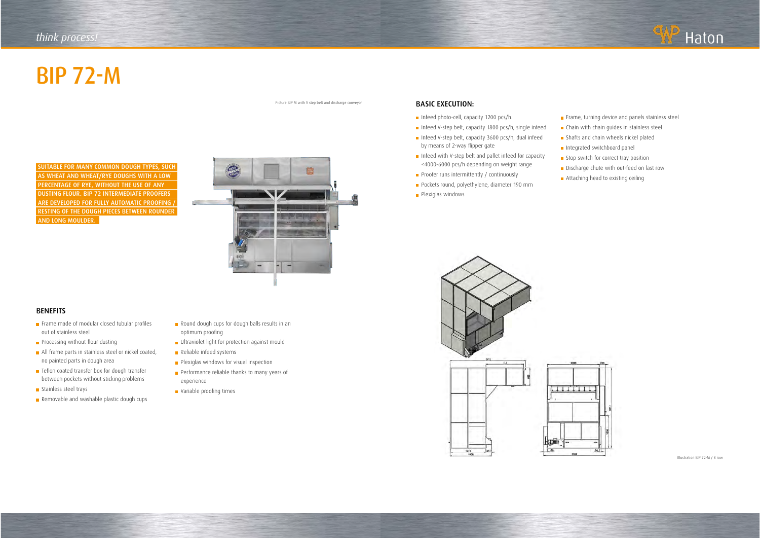# BIP 72-M

Picture BIP M with V step belt and discharge conveyor

**SUITABLE FOR MANY COMMON DOUGH TYPES, SUCH AS WHEAT AND WHEAT/RYE DOUGHS WITH A LOW PERCENTAGE OF RYE, WITHOUT THE USE OF ANY DUSTING FLOUR. BIP 72 INTERMEDIATE PROOFERS ARE DEVELOPED FOR FULLY AUTOMATIC PROOFING / RESTING OF THE DOUGH PIECES BETWEEN ROUNDER AND LONG MOULDER.**

## BENEFITS

- Frame made of modular closed tubular profiles out of stainless steel
- Processing without flour dusting
- All frame parts in stainless steel or nickel coated, no painted parts in dough area
- Teflon coated transfer box for dough transfer between pockets without sticking problems
- Stainless steel trays
- Removable and washable plastic dough cups
- Round dough cups for dough balls results in an optimum proofing
- Ultraviolet light for protection against mould
- Reliable infeed systems
- Plexiglas windows for visual inspection
- Performance reliable thanks to many years of experience
- Variable proofing times

## BASIC EXECUTION:

- Infeed photo-cell, capacity 1200 pcs/h.
- Infeed V-step belt, capacity 1800 pcs/h, single infeed
- Infeed V-step belt, capacity 3600 pcs/h, dual infeed by means of 2-way flipper gate
- Infeed with V-step belt and pallet infeed for capacity <4000-6000 pcs/h depending on weight range
- Proofer runs intermittently / continuously
- Pockets round, polyethylene, diameter 190 mm
- Plexiglas windows
- Frame, turning device and panels stainless steel
- Chain with chain guides in stainless steel
- Shafts and chain wheels nickel plated
- Integrated switchboard panel
- Stop switch for correct tray position
- Discharge chute with out-feed on last row
- Attaching head to existing ceiling

Illustration BIP 72-M / 8 row